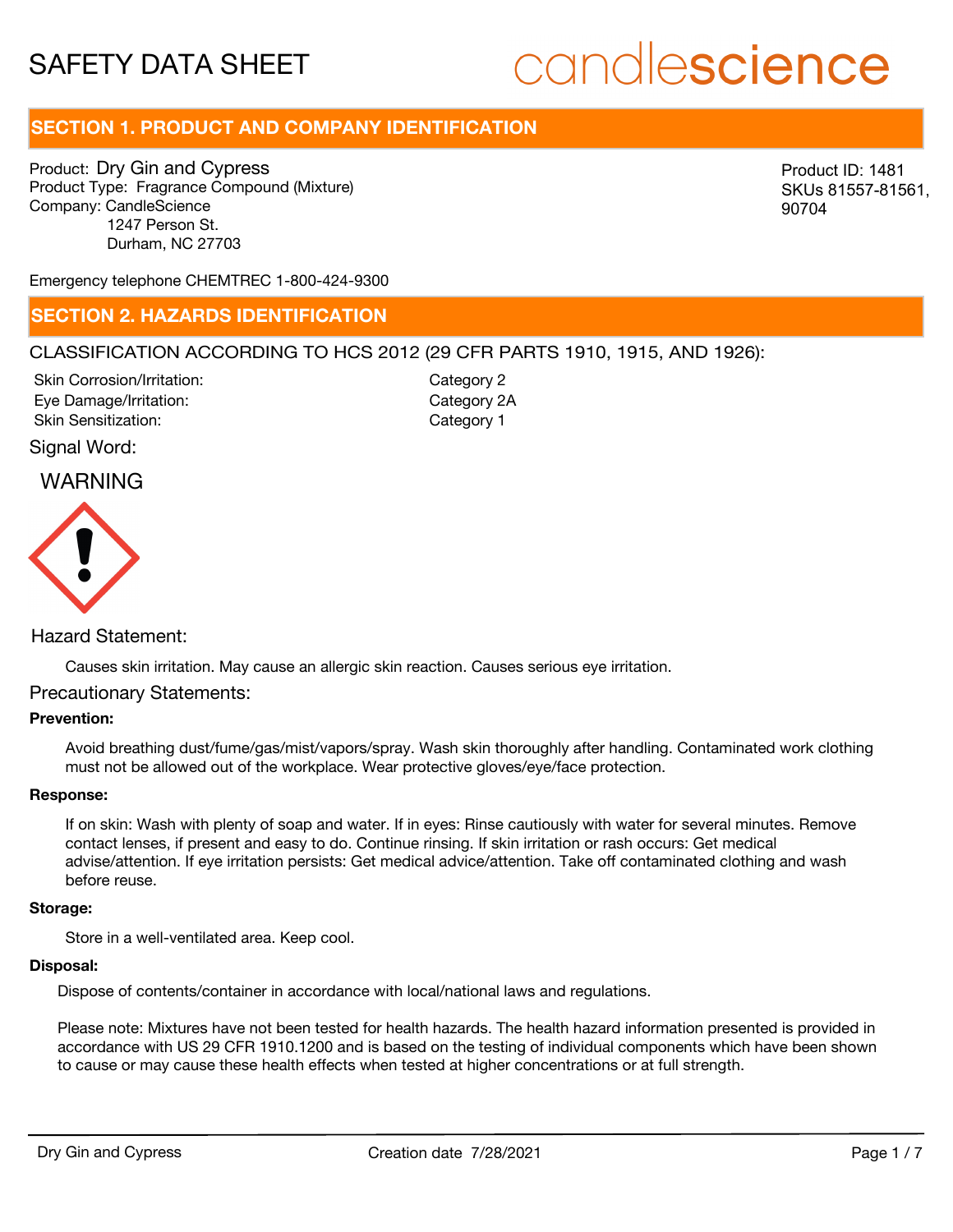# SAFETY DATA SHEET

candlescience

## SECTION 1. PRODUCT AND COMPANY IDENTIFICATION

Product: Dry Gin and Cypress
Product Type: Fragrance Compound (Mixture)
Company: CandleScience
1247 Person St.
Durham, NC 27703

Product ID: 1481
SKUs 81557-81561, 90704

Emergency telephone CHEMTREC 1-800-424-9300

## SECTION 2. HAZARDS IDENTIFICATION

CLASSIFICATION ACCORDING TO HCS 2012 (29 CFR PARTS 1910, 1915, AND 1926):

| | |
|---|---|
| Skin Corrosion/Irritation: | Category 2 |
| Eye Damage/Irritation: | Category 2A |
| Skin Sensitization: | Category 1 |

Signal Word:

WARNING

Hazard Statement:

Causes skin irritation. May cause an allergic skin reaction. Causes serious eye irritation.

Precautionary Statements:

**Prevention:**

Avoid breathing dust/fume/gas/mist/vapors/spray. Wash skin thoroughly after handling. Contaminated work clothing must not be allowed out of the workplace. Wear protective gloves/eye/face protection.

**Response:**

If on skin: Wash with plenty of soap and water. If in eyes: Rinse cautiously with water for several minutes. Remove contact lenses, if present and easy to do. Continue rinsing. If skin irritation or rash occurs: Get medical advise/attention. If eye irritation persists: Get medical advice/attention. Take off contaminated clothing and wash before reuse.

**Storage:**

Store in a well-ventilated area. Keep cool.

**Disposal:**

Dispose of contents/container in accordance with local/national laws and regulations.

Please note: Mixtures have not been tested for health hazards. The health hazard information presented is provided in accordance with US 29 CFR 1910.1200 and is based on the testing of individual components which have been shown to cause or may cause these health effects when tested at higher concentrations or at full strength.

Dry Gin and Cypress    Creation date 7/28/2021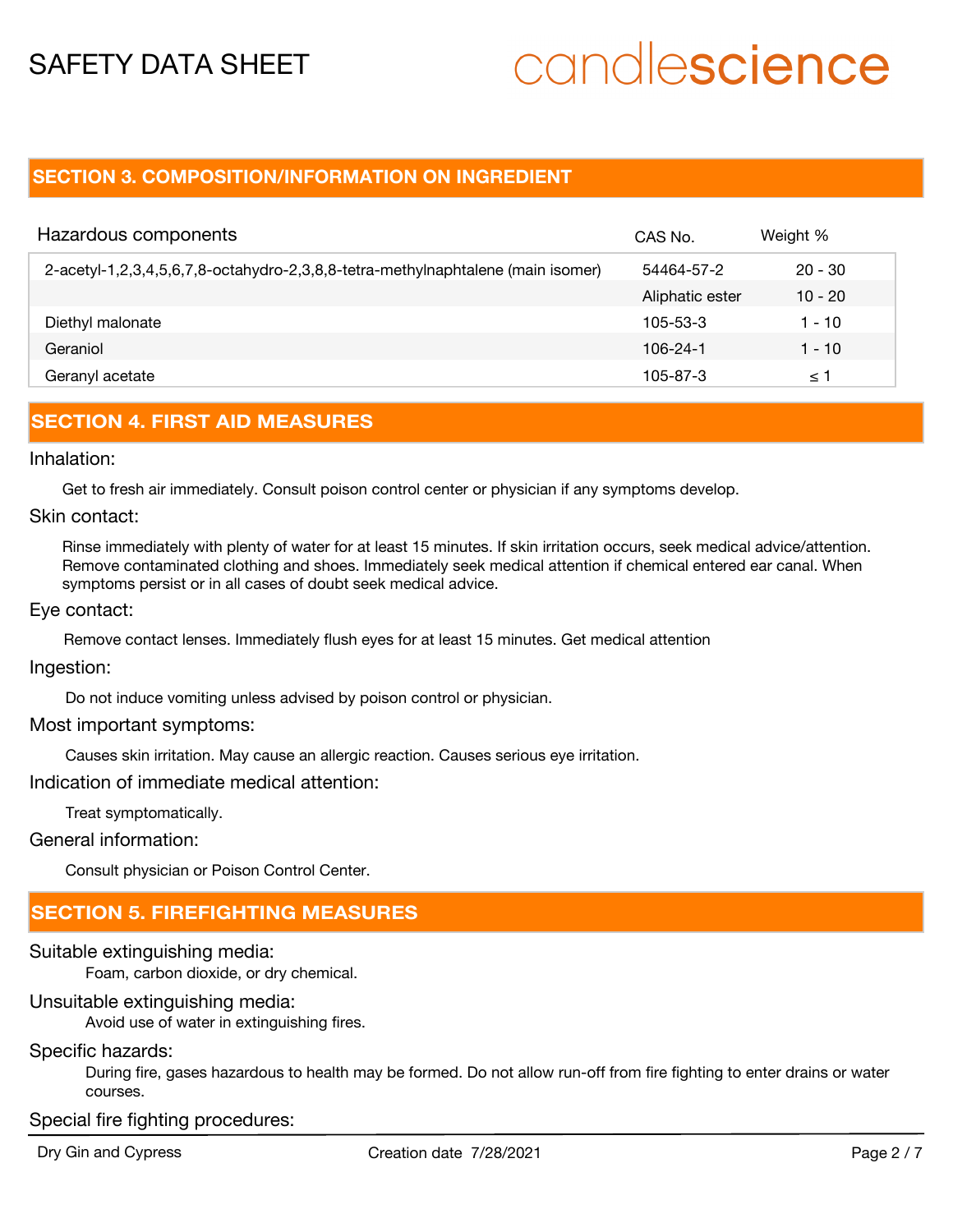## SECTION 3. COMPOSITION/INFORMATION ON INGREDIENT

| Hazardous components | CAS No. | Weight % |
|---|---|---|
| 2-acetyl-1,2,3,4,5,6,7,8-octahydro-2,3,8,8-tetra-methylnaphtalene (main isomer) | 54464-57-2 | 20 - 30 |
| | Aliphatic ester | 10 - 20 |
| Diethyl malonate | 105-53-3 | 1 - 10 |
| Geraniol | 106-24-1 | 1 - 10 |
| Geranyl acetate | 105-87-3 | ≤ 1 |

## SECTION 4. FIRST AID MEASURES

Inhalation:

Get to fresh air immediately. Consult poison control center or physician if any symptoms develop.

Skin contact:

Rinse immediately with plenty of water for at least 15 minutes. If skin irritation occurs, seek medical advice/attention. Remove contaminated clothing and shoes. Immediately seek medical attention if chemical entered ear canal. When symptoms persist or in all cases of doubt seek medical advice.

Eye contact:

Remove contact lenses. Immediately flush eyes for at least 15 minutes. Get medical attention

Ingestion:

Do not induce vomiting unless advised by poison control or physician.

Most important symptoms:

Causes skin irritation. May cause an allergic reaction. Causes serious eye irritation.

Indication of immediate medical attention:

Treat symptomatically.

General information:

Consult physician or Poison Control Center.

## SECTION 5. FIREFIGHTING MEASURES

Suitable extinguishing media:

Foam, carbon dioxide, or dry chemical.

Unsuitable extinguishing media:

Avoid use of water in extinguishing fires.

Specific hazards:

During fire, gases hazardous to health may be formed. Do not allow run-off from fire fighting to enter drains or water courses.

Special fire fighting procedures: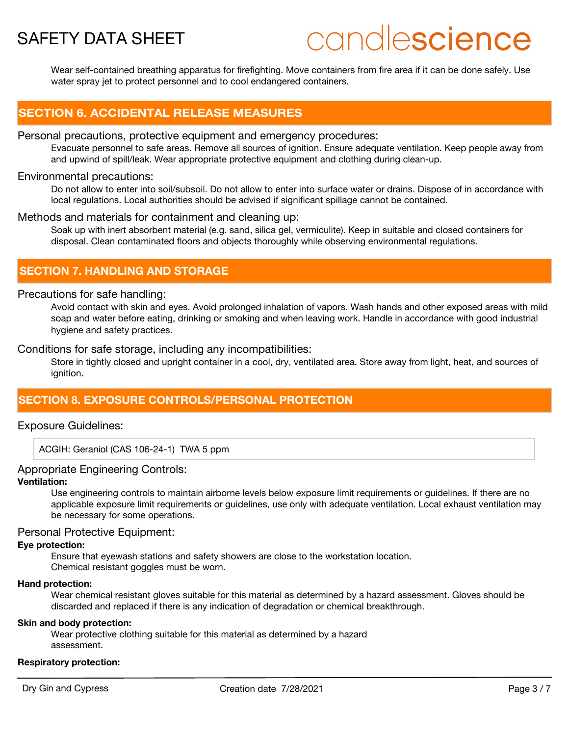Wear self-contained breathing apparatus for firefighting. Move containers from fire area if it can be done safely. Use water spray jet to protect personnel and to cool endangered containers.

## SECTION 6. ACCIDENTAL RELEASE MEASURES

### Personal precautions, protective equipment and emergency procedures:

Evacuate personnel to safe areas. Remove all sources of ignition. Ensure adequate ventilation. Keep people away from and upwind of spill/leak. Wear appropriate protective equipment and clothing during clean-up.

### Environmental precautions:

Do not allow to enter into soil/subsoil. Do not allow to enter into surface water or drains. Dispose of in accordance with local regulations. Local authorities should be advised if significant spillage cannot be contained.

### Methods and materials for containment and cleaning up:

Soak up with inert absorbent material (e.g. sand, silica gel, vermiculite). Keep in suitable and closed containers for disposal. Clean contaminated floors and objects thoroughly while observing environmental regulations.

## SECTION 7. HANDLING AND STORAGE

### Precautions for safe handling:

Avoid contact with skin and eyes. Avoid prolonged inhalation of vapors. Wash hands and other exposed areas with mild soap and water before eating, drinking or smoking and when leaving work. Handle in accordance with good industrial hygiene and safety practices.

### Conditions for safe storage, including any incompatibilities:

Store in tightly closed and upright container in a cool, dry, ventilated area. Store away from light, heat, and sources of ignition.

## SECTION 8. EXPOSURE CONTROLS/PERSONAL PROTECTION

### Exposure Guidelines:

ACGIH: Geraniol (CAS 106-24-1) TWA 5 ppm

### Appropriate Engineering Controls:

**Ventilation:**

Use engineering controls to maintain airborne levels below exposure limit requirements or guidelines. If there are no applicable exposure limit requirements or guidelines, use only with adequate ventilation. Local exhaust ventilation may be necessary for some operations.

### Personal Protective Equipment:

**Eye protection:**

Ensure that eyewash stations and safety showers are close to the workstation location.
Chemical resistant goggles must be worn.

**Hand protection:**

Wear chemical resistant gloves suitable for this material as determined by a hazard assessment. Gloves should be discarded and replaced if there is any indication of degradation or chemical breakthrough.

**Skin and body protection:**

Wear protective clothing suitable for this material as determined by a hazard assessment.

**Respiratory protection:**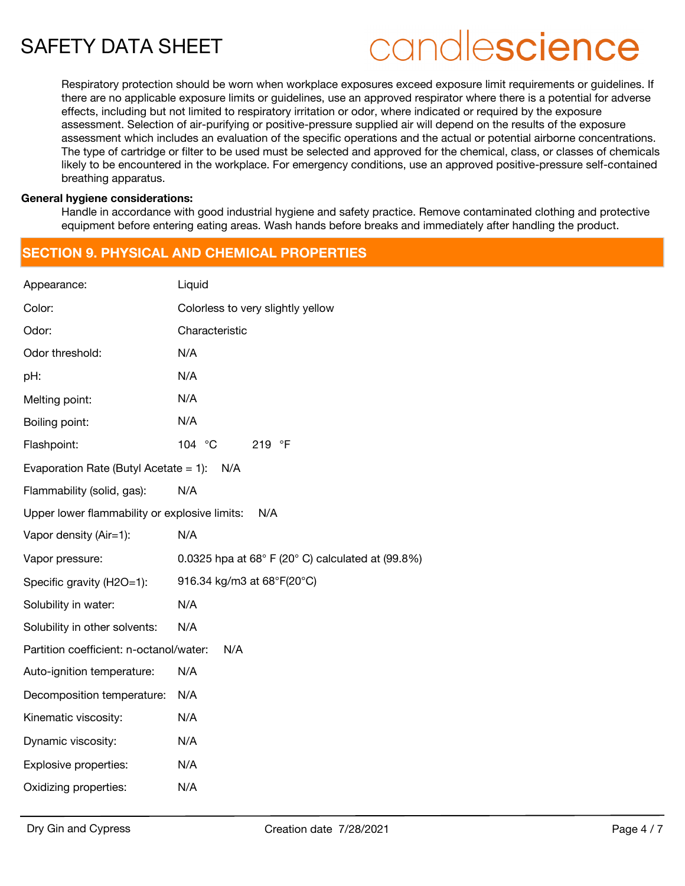Respiratory protection should be worn when workplace exposures exceed exposure limit requirements or guidelines. If there are no applicable exposure limits or guidelines, use an approved respirator where there is a potential for adverse effects, including but not limited to respiratory irritation or odor, where indicated or required by the exposure assessment. Selection of air-purifying or positive-pressure supplied air will depend on the results of the exposure assessment which includes an evaluation of the specific operations and the actual or potential airborne concentrations. The type of cartridge or filter to be used must be selected and approved for the chemical, class, or classes of chemicals likely to be encountered in the workplace. For emergency conditions, use an approved positive-pressure self-contained breathing apparatus.

**General hygiene considerations:**

Handle in accordance with good industrial hygiene and safety practice. Remove contaminated clothing and protective equipment before entering eating areas. Wash hands before breaks and immediately after handling the product.

## SECTION 9. PHYSICAL AND CHEMICAL PROPERTIES

| Property | Value |
|---|---|
| Appearance: | Liquid |
| Color: | Colorless to very slightly yellow |
| Odor: | Characteristic |
| Odor threshold: | N/A |
| pH: | N/A |
| Melting point: | N/A |
| Boiling point: | N/A |
| Flashpoint: | 104 °C 219 °F |
| Evaporation Rate (Butyl Acetate = 1): | N/A |
| Flammability (solid, gas): | N/A |
| Upper lower flammability or explosive limits: | N/A |
| Vapor density (Air=1): | N/A |
| Vapor pressure: | 0.0325 hpa at 68° F (20° C) calculated at (99.8%) |
| Specific gravity (H2O=1): | 916.34 kg/m3 at 68°F(20°C) |
| Solubility in water: | N/A |
| Solubility in other solvents: | N/A |
| Partition coefficient: n-octanol/water: | N/A |
| Auto-ignition temperature: | N/A |
| Decomposition temperature: | N/A |
| Kinematic viscosity: | N/A |
| Dynamic viscosity: | N/A |
| Explosive properties: | N/A |
| Oxidizing properties: | N/A |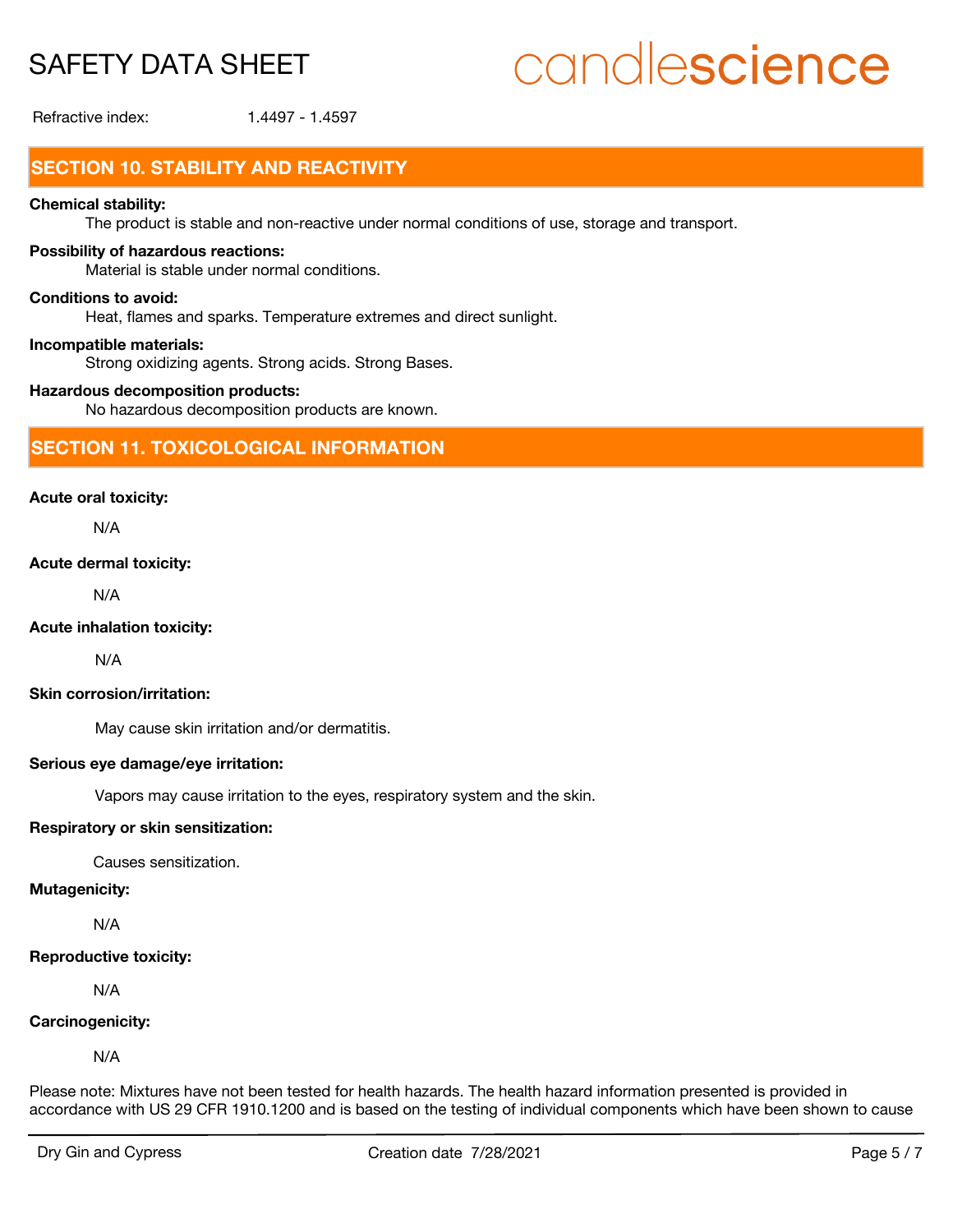Refractive index: 1.4497 - 1.4597

## SECTION 10. STABILITY AND REACTIVITY

**Chemical stability:**

The product is stable and non-reactive under normal conditions of use, storage and transport.

**Possibility of hazardous reactions:**

Material is stable under normal conditions.

**Conditions to avoid:**

Heat, flames and sparks. Temperature extremes and direct sunlight.

**Incompatible materials:**

Strong oxidizing agents. Strong acids. Strong Bases.

**Hazardous decomposition products:**

No hazardous decomposition products are known.

## SECTION 11. TOXICOLOGICAL INFORMATION

**Acute oral toxicity:**

N/A

**Acute dermal toxicity:**

N/A

**Acute inhalation toxicity:**

N/A

**Skin corrosion/irritation:**

May cause skin irritation and/or dermatitis.

**Serious eye damage/eye irritation:**

Vapors may cause irritation to the eyes, respiratory system and the skin.

**Respiratory or skin sensitization:**

Causes sensitization.

**Mutagenicity:**

N/A

**Reproductive toxicity:**

N/A

**Carcinogenicity:**

N/A

Please note: Mixtures have not been tested for health hazards. The health hazard information presented is provided in accordance with US 29 CFR 1910.1200 and is based on the testing of individual components which have been shown to cause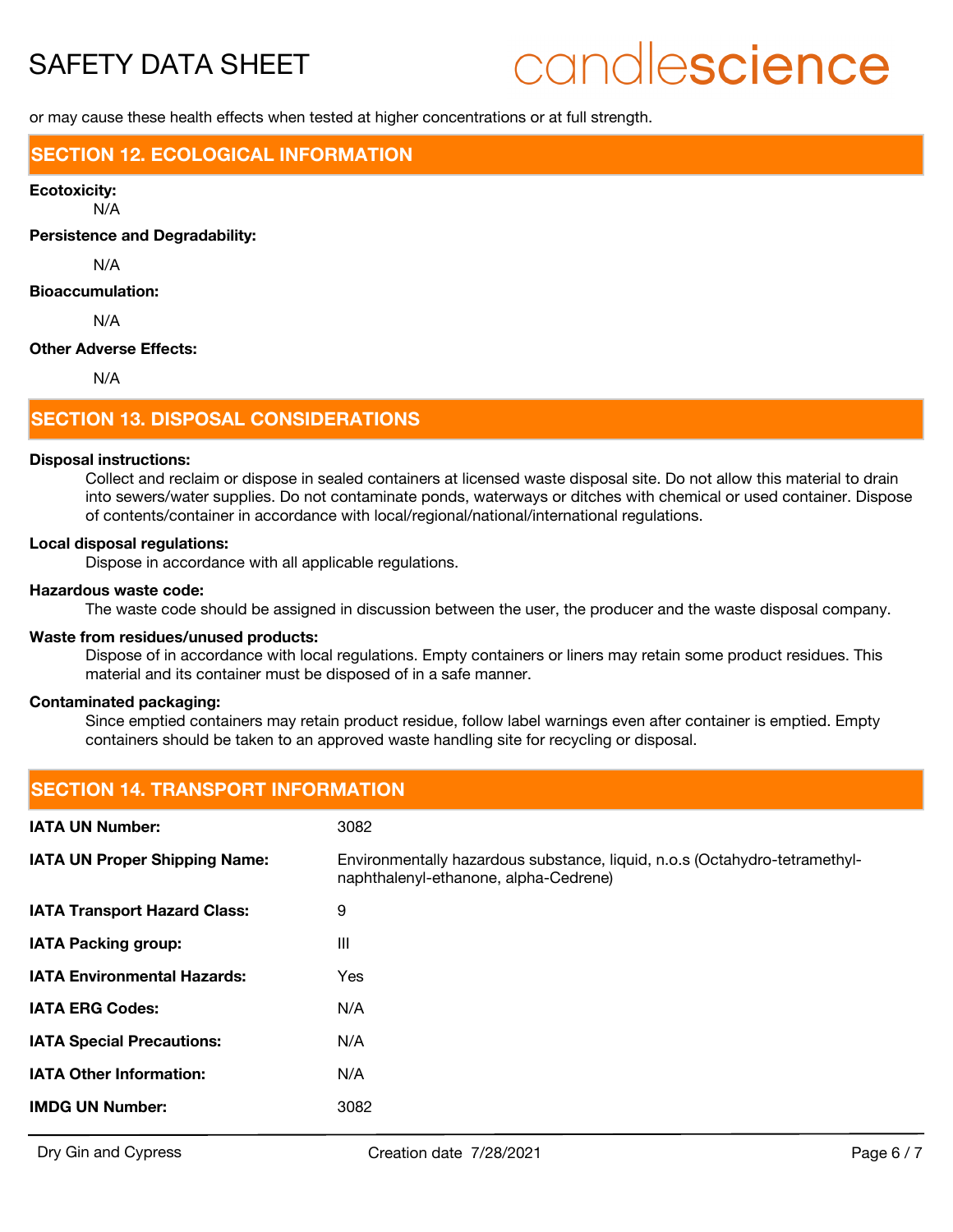or may cause these health effects when tested at higher concentrations or at full strength.

## SECTION 12. ECOLOGICAL INFORMATION

**Ecotoxicity:**

N/A

**Persistence and Degradability:**

N/A

**Bioaccumulation:**

N/A

**Other Adverse Effects:**

N/A

## SECTION 13. DISPOSAL CONSIDERATIONS

**Disposal instructions:**

Collect and reclaim or dispose in sealed containers at licensed waste disposal site. Do not allow this material to drain into sewers/water supplies. Do not contaminate ponds, waterways or ditches with chemical or used container. Dispose of contents/container in accordance with local/regional/national/international regulations.

**Local disposal regulations:**

Dispose in accordance with all applicable regulations.

**Hazardous waste code:**

The waste code should be assigned in discussion between the user, the producer and the waste disposal company.

**Waste from residues/unused products:**

Dispose of in accordance with local regulations. Empty containers or liners may retain some product residues. This material and its container must be disposed of in a safe manner.

**Contaminated packaging:**

Since emptied containers may retain product residue, follow label warnings even after container is emptied. Empty containers should be taken to an approved waste handling site for recycling or disposal.

## SECTION 14. TRANSPORT INFORMATION

| | |
|---|---|
| **IATA UN Number:** | 3082 |
| **IATA UN Proper Shipping Name:** | Environmentally hazardous substance, liquid, n.o.s (Octahydro-tetramethyl-naphthalenyl-ethanone, alpha-Cedrene) |
| **IATA Transport Hazard Class:** | 9 |
| **IATA Packing group:** | III |
| **IATA Environmental Hazards:** | Yes |
| **IATA ERG Codes:** | N/A |
| **IATA Special Precautions:** | N/A |
| **IATA Other Information:** | N/A |
| **IMDG UN Number:** | 3082 |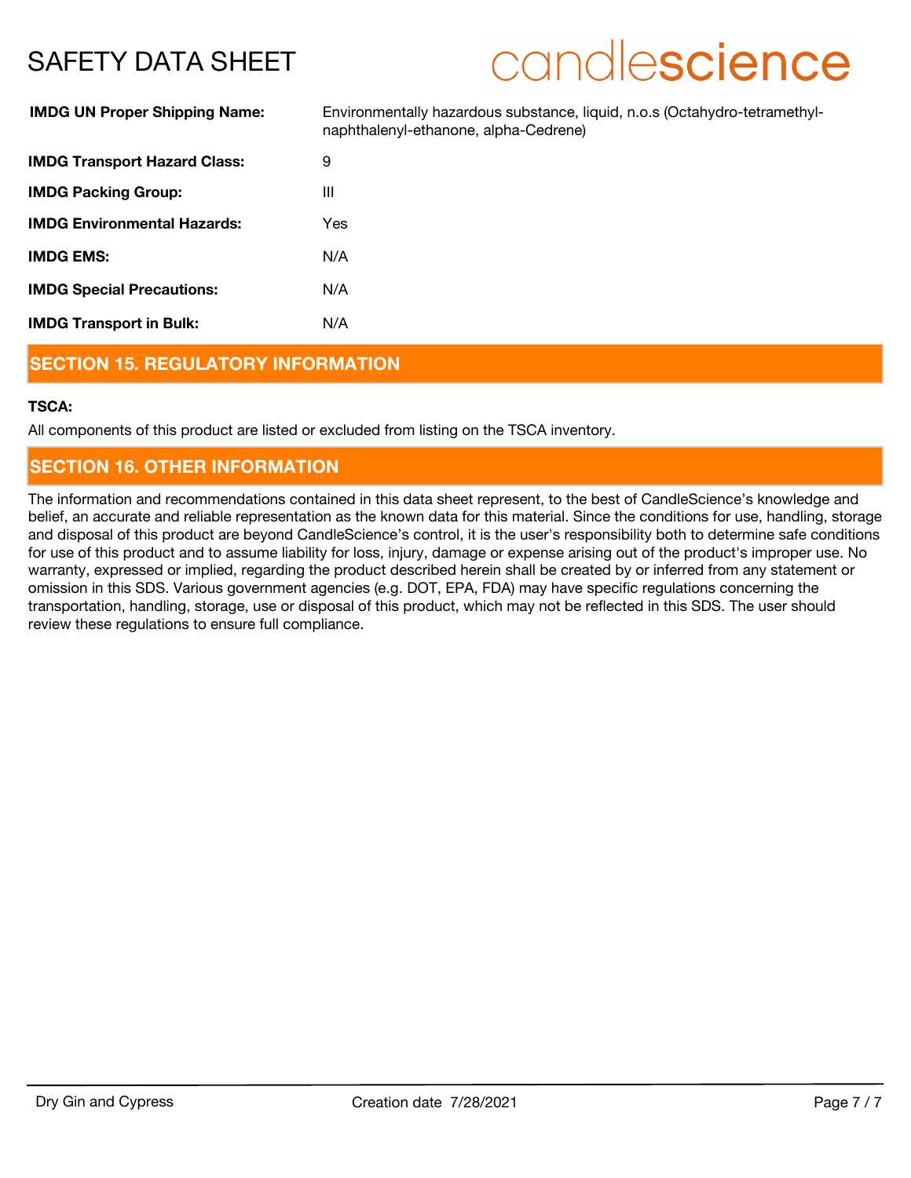| | |
|---|---|
| **IMDG UN Proper Shipping Name:** | Environmentally hazardous substance, liquid, n.o.s (Octahydro-tetramethyl-naphthalenyl-ethanone, alpha-Cedrene) |
| **IMDG Transport Hazard Class:** | 9 |
| **IMDG Packing Group:** | III |
| **IMDG Environmental Hazards:** | Yes |
| **IMDG EMS:** | N/A |
| **IMDG Special Precautions:** | N/A |
| **IMDG Transport in Bulk:** | N/A |

## SECTION 15. REGULATORY INFORMATION

**TSCA:**

All components of this product are listed or excluded from listing on the TSCA inventory.

## SECTION 16. OTHER INFORMATION

The information and recommendations contained in this data sheet represent, to the best of CandleScience's knowledge and belief, an accurate and reliable representation as the known data for this material. Since the conditions for use, handling, storage and disposal of this product are beyond CandleScience's control, it is the user's responsibility both to determine safe conditions for use of this product and to assume liability for loss, injury, damage or expense arising out of the product's improper use. No warranty, expressed or implied, regarding the product described herein shall be created by or inferred from any statement or omission in this SDS. Various government agencies (e.g. DOT, EPA, FDA) may have specific regulations concerning the transportation, handling, storage, use or disposal of this product, which may not be reflected in this SDS. The user should review these regulations to ensure full compliance.